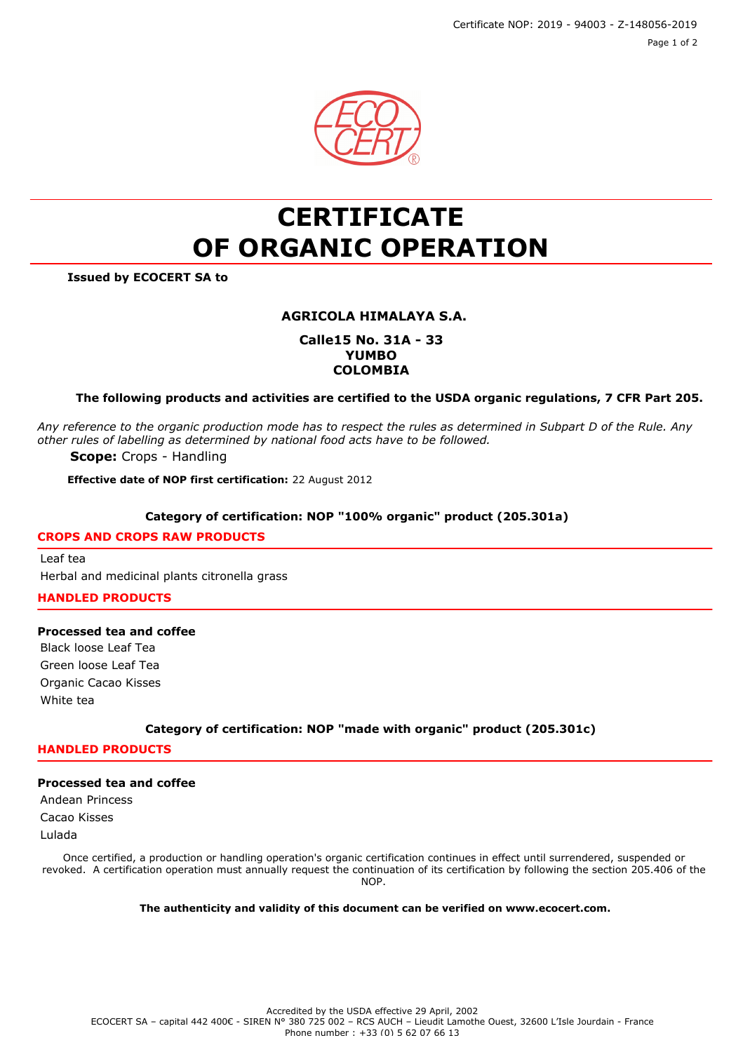Certificate NOP: 2019 - 94003 - Z-148056-2019

# CERTIFICATE OF ORGANIC OPERATION

**Issued by ECOCERT SA to**

**AGRICOLA HIMALAYA S.A.**

**Calle15 No. 31A - 33**
**YUMBO**
**COLOMBIA**

**The following products and activities are certified to the USDA organic regulations, 7 CFR Part 205.**

*Any reference to the organic production mode has to respect the rules as determined in Subpart D of the Rule. Any other rules of labelling as determined by national food acts have to be followed.*

**Scope:** Crops - Handling

**Effective date of NOP first certification:** 22 August 2012

### Category of certification: NOP "100% organic" product (205.301a)

**CROPS AND CROPS RAW PRODUCTS**

Leaf tea
Herbal and medicinal plants citronella grass

**HANDLED PRODUCTS**

**Processed tea and coffee**

Black loose Leaf Tea
Green loose Leaf Tea
Organic Cacao Kisses
White tea

### Category of certification: NOP "made with organic" product (205.301c)

**HANDLED PRODUCTS**

**Processed tea and coffee**

Andean Princess
Cacao Kisses
Lulada

Once certified, a production or handling operation's organic certification continues in effect until surrendered, suspended or revoked. A certification operation must annually request the continuation of its certification by following the section 205.406 of the NOP.

**The authenticity and validity of this document can be verified on www.ecocert.com.**

Accredited by the USDA effective 29 April, 2002
ECOCERT SA – capital 442 400€ - SIREN N° 380 725 002 – RCS AUCH – Lieudit Lamothe Ouest, 32600 L'Isle Jourdain - France
Phone number : +33 (0) 5 62 07 66 13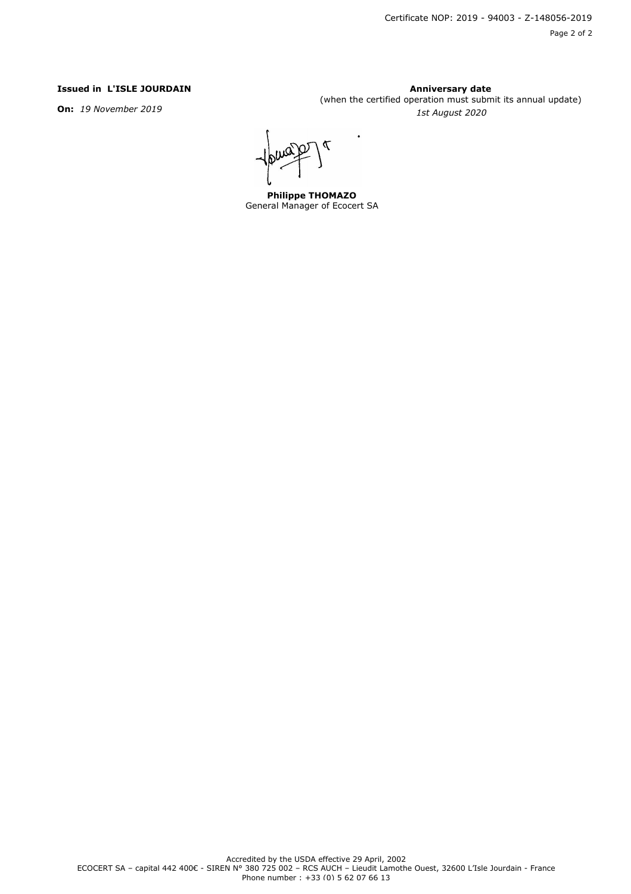**Issued in L'ISLE JOURDAIN**

**On:** *19 November 2019*

**Anniversary date**
(when the certified operation must submit its annual update)
*1st August 2020*

**Philippe THOMAZO**
General Manager of Ecocert SA

Accredited by the USDA effective 29 April, 2002
ECOCERT SA – capital 442 400€ - SIREN N° 380 725 002 – RCS AUCH – Lieudit Lamothe Ouest, 32600 L'Isle Jourdain - France
Phone number : +33 (0) 5 62 07 66 13